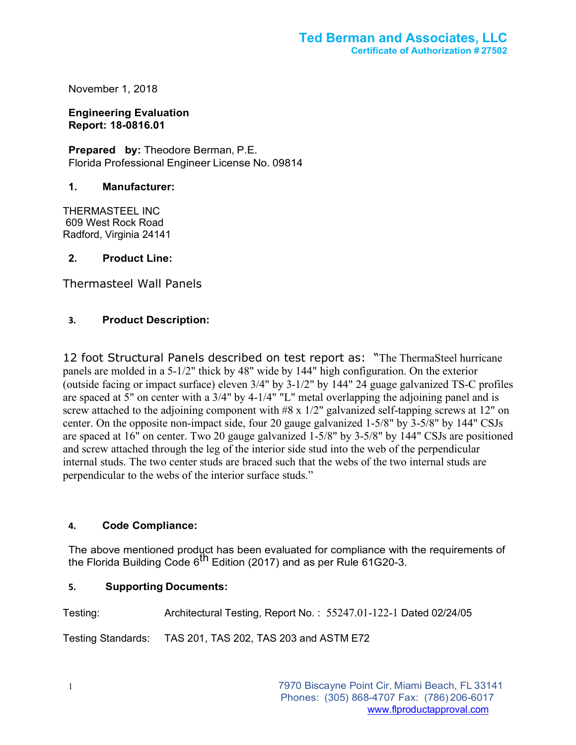# Ted Berman and Associates, LLC

**Certificate of Authorization # 27502**

November 1, 2018

**Engineering Evaluation**
**Report: 18-0816.01**

**Prepared by:** Theodore Berman, P.E.
Florida Professional Engineer License No. 09814

## 1. Manufacturer:

THERMASTEEL INC
609 West Rock Road
Radford, Virginia 24141

## 2. Product Line:

Thermasteel Wall Panels

## 3. Product Description:

12 foot Structural Panels described on test report as: "The ThermaSteel hurricane panels are molded in a 5-1/2" thick by 48" wide by 144" high configuration. On the exterior (outside facing or impact surface) eleven 3/4" by 3-1/2" by 144" 24 guage galvanized TS-C profiles are spaced at 5" on center with a 3/4" by 4-1/4" "L" metal overlapping the adjoining panel and is screw attached to the adjoining component with #8 x 1/2" galvanized self-tapping screws at 12" on center. On the opposite non-impact side, four 20 gauge galvanized 1-5/8" by 3-5/8" by 144" CSJs are spaced at 16" on center. Two 20 gauge galvanized 1-5/8" by 3-5/8" by 144" CSJs are positioned and screw attached through the leg of the interior side stud into the web of the perpendicular internal studs. The two center studs are braced such that the webs of the two internal studs are perpendicular to the webs of the interior surface studs."

## 4. Code Compliance:

The above mentioned product has been evaluated for compliance with the requirements of the Florida Building Code 6th Edition (2017) and as per Rule 61G20-3.

## 5. Supporting Documents:

Testing: Architectural Testing, Report No. : 55247.01-122-1 Dated 02/24/05

Testing Standards: TAS 201, TAS 202, TAS 203 and ASTM E72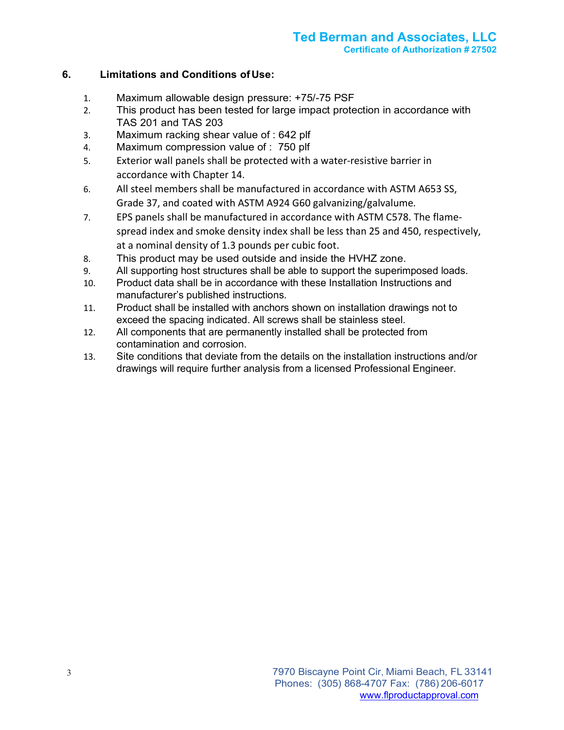## 6. Limitations and Conditions of Use:

1. Maximum allowable design pressure: +75/-75 PSF
2. This product has been tested for large impact protection in accordance with TAS 201 and TAS 203
3. Maximum racking shear value of : 642 plf
4. Maximum compression value of : 750 plf
5. Exterior wall panels shall be protected with a water-resistive barrier in accordance with Chapter 14.
6. All steel members shall be manufactured in accordance with ASTM A653 SS, Grade 37, and coated with ASTM A924 G60 galvanizing/galvalume.
7. EPS panels shall be manufactured in accordance with ASTM C578. The flame-spread index and smoke density index shall be less than 25 and 450, respectively, at a nominal density of 1.3 pounds per cubic foot.
8. This product may be used outside and inside the HVHZ zone.
9. All supporting host structures shall be able to support the superimposed loads.
10. Product data shall be in accordance with these Installation Instructions and manufacturer's published instructions.
11. Product shall be installed with anchors shown on installation drawings not to exceed the spacing indicated. All screws shall be stainless steel.
12. All components that are permanently installed shall be protected from contamination and corrosion.
13. Site conditions that deviate from the details on the installation instructions and/or drawings will require further analysis from a licensed Professional Engineer.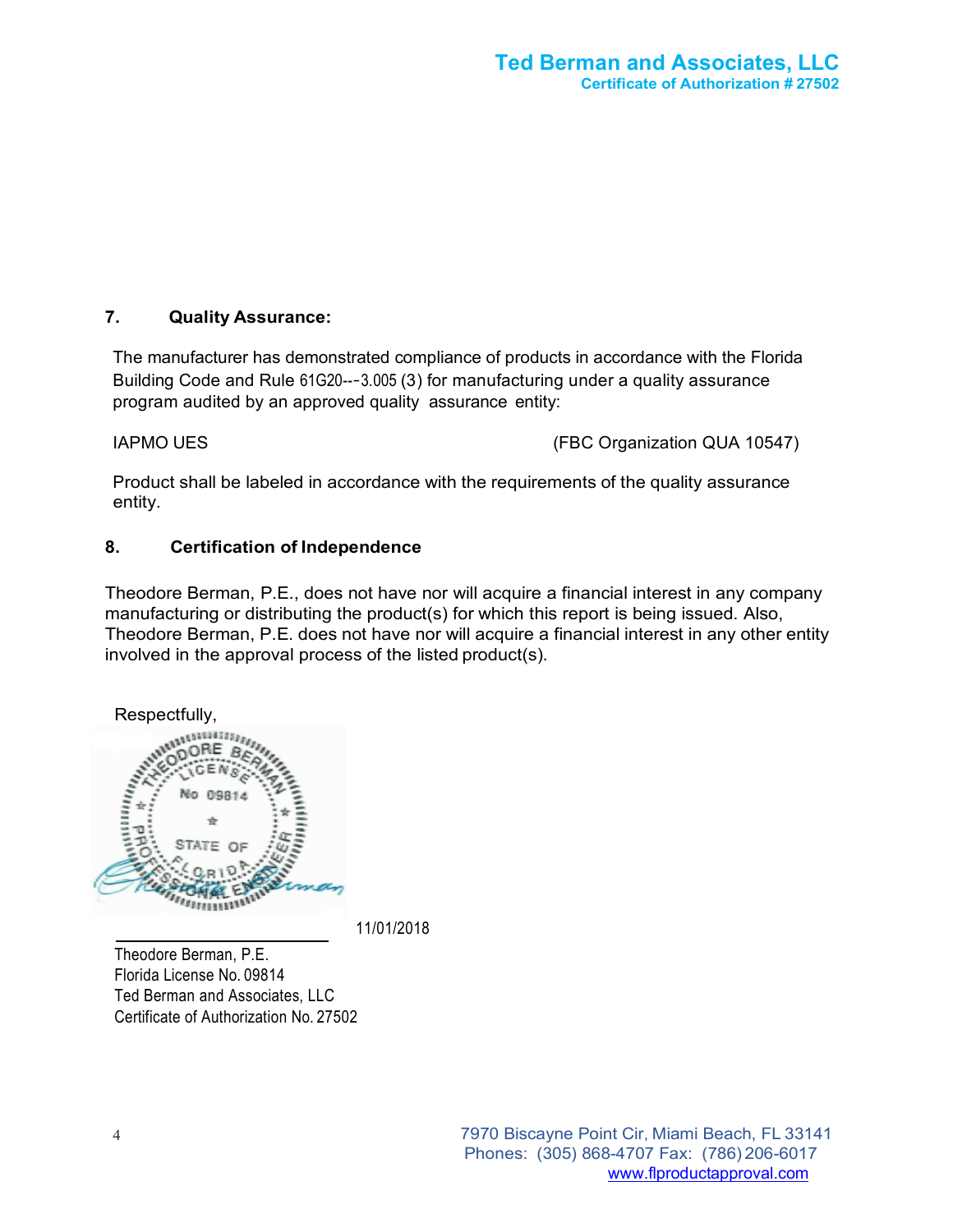### 7. Quality Assurance:

The manufacturer has demonstrated compliance of products in accordance with the Florida Building Code and Rule 61G20-‑3.005 (3) for manufacturing under a quality assurance program audited by an approved quality assurance entity:

IAPMO UES (FBC Organization QUA 10547)

Product shall be labeled in accordance with the requirements of the quality assurance entity.

### 8. Certification of Independence

Theodore Berman, P.E., does not have nor will acquire a financial interest in any company manufacturing or distributing the product(s) for which this report is being issued. Also, Theodore Berman, P.E. does not have nor will acquire a financial interest in any other entity involved in the approval process of the listed product(s).

Respectfully,

THEODORE BERMAN
LICENSE
No 09814
STATE OF
FLORIDA
PROFESSIONAL ENGINEER

11/01/2018

Theodore Berman, P.E.
Florida License No. 09814
Ted Berman and Associates, LLC
Certificate of Authorization No. 27502

7970 Biscayne Point Cir, Miami Beach, FL 33141
Phones: (305) 868-4707 Fax: (786) 206-6017
www.flproductapproval.com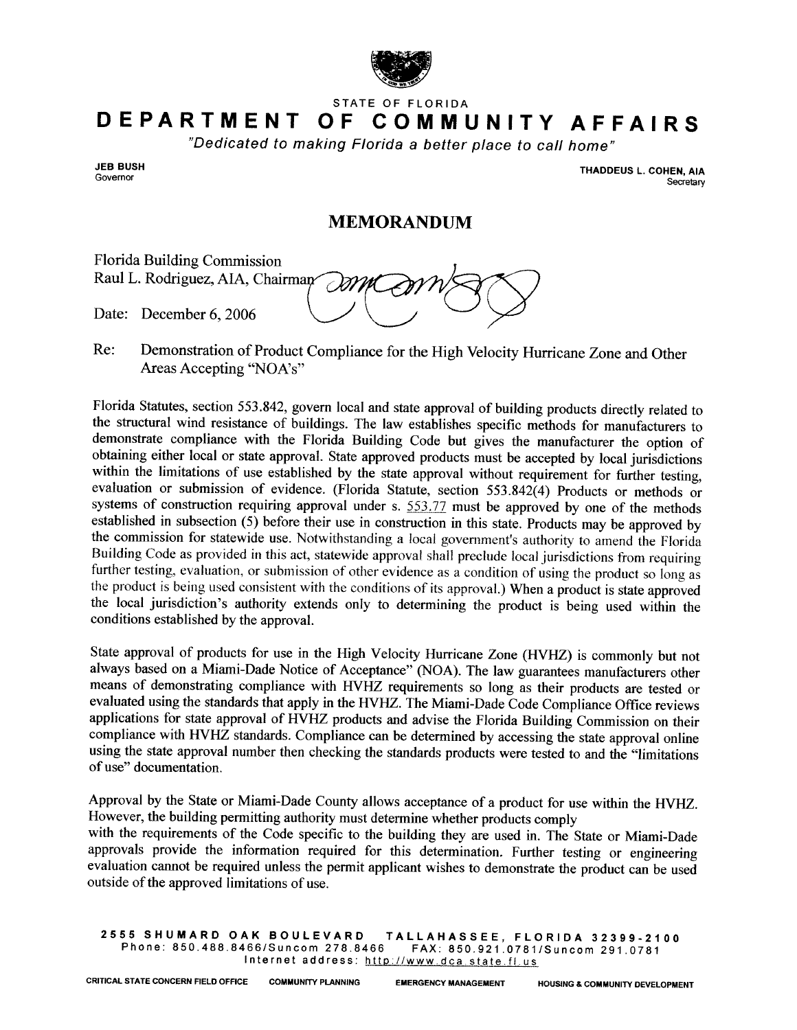STATE OF FLORIDA

# DEPARTMENT OF COMMUNITY AFFAIRS

*"Dedicated to making Florida a better place to call home"*

**JEB BUSH**
Governor

**THADDEUS L. COHEN, AIA**
Secretary

## MEMORANDUM

Florida Building Commission
Raul L. Rodriguez, AIA, Chairman

Date: December 6, 2006

Re: Demonstration of Product Compliance for the High Velocity Hurricane Zone and Other Areas Accepting "NOA's"

Florida Statutes, section 553.842, govern local and state approval of building products directly related to the structural wind resistance of buildings. The law establishes specific methods for manufacturers to demonstrate compliance with the Florida Building Code but gives the manufacturer the option of obtaining either local or state approval. State approved products must be accepted by local jurisdictions within the limitations of use established by the state approval without requirement for further testing, evaluation or submission of evidence. (Florida Statute, section 553.842(4) Products or methods or systems of construction requiring approval under s. 553.77 must be approved by one of the methods established in subsection (5) before their use in construction in this state. Products may be approved by the commission for statewide use. Notwithstanding a local government's authority to amend the Florida Building Code as provided in this act, statewide approval shall preclude local jurisdictions from requiring further testing, evaluation, or submission of other evidence as a condition of using the product so long as the product is being used consistent with the conditions of its approval.) When a product is state approved the local jurisdiction's authority extends only to determining the product is being used within the conditions established by the approval.

State approval of products for use in the High Velocity Hurricane Zone (HVHZ) is commonly but not always based on a Miami-Dade Notice of Acceptance" (NOA). The law guarantees manufacturers other means of demonstrating compliance with HVHZ requirements so long as their products are tested or evaluated using the standards that apply in the HVHZ. The Miami-Dade Code Compliance Office reviews applications for state approval of HVHZ products and advise the Florida Building Commission on their compliance with HVHZ standards. Compliance can be determined by accessing the state approval online using the state approval number then checking the standards products were tested to and the "limitations of use" documentation.

Approval by the State or Miami-Dade County allows acceptance of a product for use within the HVHZ. However, the building permitting authority must determine whether products comply with the requirements of the Code specific to the building they are used in. The State or Miami-Dade approvals provide the information required for this determination. Further testing or engineering evaluation cannot be required unless the permit applicant wishes to demonstrate the product can be used outside of the approved limitations of use.

2555 SHUMARD OAK BOULEVARD TALLAHASSEE, FLORIDA 32399-2100
Phone: 850.488.8466/Suncom 278.8466 FAX: 850.921.0781/Suncom 291.0781
Internet address: http://www.dca.state.fl.us

CRITICAL STATE CONCERN FIELD OFFICE | COMMUNITY PLANNING | EMERGENCY MANAGEMENT | HOUSING & COMMUNITY DEVELOPMENT